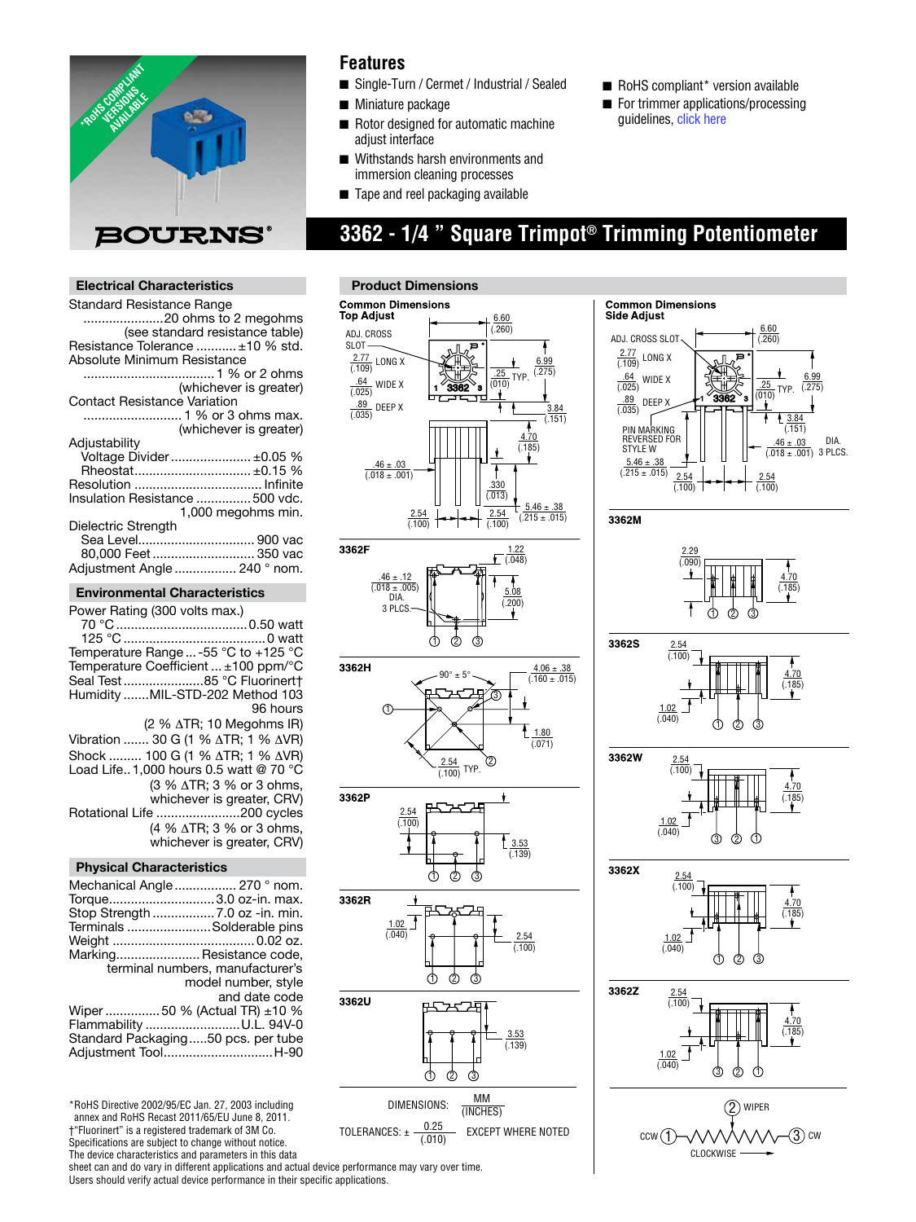# 3362 - 1/4 " Square Trimpot® Trimming Potentiometer

## Features

- Single-Turn / Cermet / Industrial / Sealed
- Miniature package
- Rotor designed for automatic machine adjust interface
- Withstands harsh environments and immersion cleaning processes
- Tape and reel packaging available
- RoHS compliant* version available
- For trimmer applications/processing guidelines, click here

## Electrical Characteristics

Standard Resistance Range ...................... 20 ohms to 2 megohms (see standard resistance table)
Resistance Tolerance ........... ±10 % std.
Absolute Minimum Resistance .................................... 1 % or 2 ohms (whichever is greater)
Contact Resistance Variation ........................... 1 % or 3 ohms max. (whichever is greater)
Adjustability
- Voltage Divider ..................... ±0.05 %
- Rheostat ............................... ±0.15 %

Resolution .................................. Infinite
Insulation Resistance ............... 500 vdc. 1,000 megohms min.
Dielectric Strength
- Sea Level ................................ 900 vac
- 80,000 Feet ............................ 350 vac

Adjustment Angle ................. 240 ° nom.

## Environmental Characteristics

Power Rating (300 volts max.)
- 70 °C .................................... 0.50 watt
- 125 °C ...................................... 0 watt

Temperature Range ... -55 °C to +125 °C
Temperature Coefficient ... ±100 ppm/°C
Seal Test ...................... 85 °C Fluorinert†
Humidity ....... MIL-STD-202 Method 103 96 hours (2 % ΔTR; 10 Megohms IR)
Vibration ....... 30 G (1 % ΔTR; 1 % ΔVR)
Shock ......... 100 G (1 % ΔTR; 1 % ΔVR)
Load Life.. 1,000 hours 0.5 watt @ 70 °C (3 % ΔTR; 3 % or 3 ohms, whichever is greater, CRV)
Rotational Life ....................... 200 cycles (4 % ΔTR; 3 % or 3 ohms, whichever is greater, CRV)

## Physical Characteristics

Mechanical Angle ................. 270 ° nom.
Torque ............................ 3.0 oz-in. max.
Stop Strength ................. 7.0 oz -in. min.
Terminals ....................... Solderable pins
Weight ....................................... 0.02 oz.
Marking ....................... Resistance code, terminal numbers, manufacturer's model number, style and date code
Wiper ............... 50 % (Actual TR) ±10 %
Flammability .......................... U.L. 94V-0
Standard Packaging ..... 50 pcs. per tube
Adjustment Tool ............................. H-90

## Product Dimensions

### Common Dimensions Top Adjust

ADJ. CROSS SLOT; 2.77 (.109) LONG X; .64 (.025) WIDE X; .89 (.035) DEEP X; 6.60 (.260); .25 (.010) TYP.; 6.99 (.275); 3.84 (.151); 4.70 (.185); .46 ± .03 (.018 ± .001); .330 (.013); 2.54 (.100); 2.54 (.100); 5.46 ± .38 (.215 ± .015)

### Common Dimensions Side Adjust

ADJ. CROSS SLOT; 2.77 (.109) LONG X; .64 (.025) WIDE X; .89 (.035) DEEP X; 6.60 (.260); .25 (.010) TYP.; 6.99 (.275); 3.84 (.151); PIN MARKING REVERSED FOR STYLE W; .46 ± .03 (.018 ± .001) DIA. 3 PLCS.; 5.46 ± .38 (.215 ± .015); 2.54 (.100); 2.54 (.100)

### 3362F

1.22 (.048); .46 ± .12 (.018 ± .005) DIA. 3 PLCS.; 5.08 (.200)

### 3362H

90° ± 5°; 4.06 ± .38 (.160 ± .015); 1.80 (.071); 2.54 (.100) TYP.

### 3362P

2.54 (.100); 3.53 (.139)

### 3362R

1.02 (.040); 2.54 (.100)

### 3362U

3.53 (.139)

### 3362M

2.29 (.090); 4.70 (.185)

### 3362S

2.54 (.100); 4.70 (.185); 1.02 (.040)

### 3362W

2.54 (.100); 4.70 (.185); 1.02 (.040)

### 3362X

2.54 (.100); 4.70 (.185); 1.02 (.040)

### 3362Z

2.54 (.100); 4.70 (.185); 1.02 (.040)

DIMENSIONS: MM / (INCHES)

TOLERANCES: ± 0.25 / (.010) EXCEPT WHERE NOTED

CCW (1) — (2) WIPER — (3) CW; CLOCKWISE

*RoHS Directive 2002/95/EC Jan. 27, 2003 including annex and RoHS Recast 2011/65/EU June 8, 2011.
†"Fluorinert" is a registered trademark of 3M Co.
Specifications are subject to change without notice.
The device characteristics and parameters in this data sheet can and do vary in different applications and actual device performance may vary over time.
Users should verify actual device performance in their specific applications.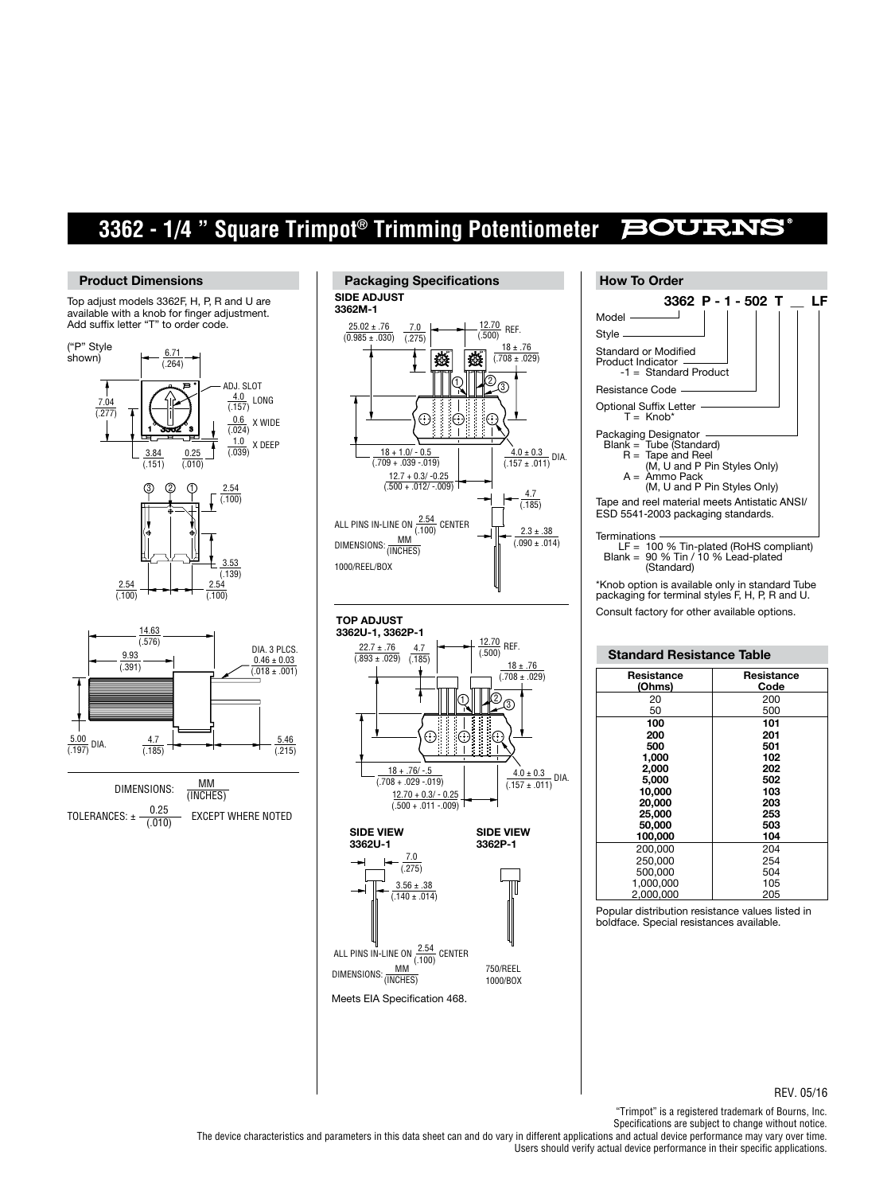# 3362 - 1/4 " Square Trimpot® Trimming Potentiometer

## Product Dimensions

Top adjust models 3362F, H, P, R and U are available with a knob for finger adjustment. Add suffix letter "T" to order code.

("P" Style shown)

6.71 (.264)

7.04 (.277)

ADJ. SLOT
4.0 (.157) LONG
0.6 (.024) X WIDE
1.0 (.039) X DEEP

3.84 (.151)
0.25 (.010)

2.54 (.100)
3.53 (.139)
2.54 (.100)
2.54 (.100)

14.63 (.576)
9.93 (.391)
DIA. 3 PLCS. 0.46 ± 0.03 (.018 ± .001)
5.00 (.197) DIA.
4.7 (.185)
5.46 (.215)

DIMENSIONS: MM (INCHES)

TOLERANCES: ± 0.25 (.010) EXCEPT WHERE NOTED

## Packaging Specifications

**SIDE ADJUST**
**3362M-1**

25.02 ± .76 (0.985 ± .030)
7.0 (.275)
12.70 (.500) REF.
18 ± .76 (.708 ± .029)
18 + 1.0/ - 0.5 (.709 + .039 -.019)
4.0 ± 0.3 (.157 ± .011) DIA.
12.7 + 0.3/ -0.25 (.500 + .012/ -.009)
4.7 (.185)
2.3 ± .38 (.090 ± .014)

ALL PINS IN-LINE ON 2.54 (.100) CENTER

DIMENSIONS: MM (INCHES)

1000/REEL/BOX

**TOP ADJUST**
**3362U-1, 3362P-1**

22.7 ± .76 (.893 ± .029)
4.7 (.185)
12.70 (.500) REF.
18 ± .76 (.708 ± .029)
18 + .76/ -.5 (.708 + .029 -.019)
4.0 ± 0.3 (.157 ± .011) DIA.
12.70 + 0.3/ - 0.25 (.500 + .011 - .009)

**SIDE VIEW 3362U-1**

7.0 (.275)
3.56 ± .38 (.140 ± .014)

**SIDE VIEW 3362P-1**

ALL PINS IN-LINE ON 2.54 (.100) CENTER

DIMENSIONS: MM (INCHES)

750/REEL
1000/BOX

Meets EIA Specification 468.

## How To Order

**3362 P - 1 - 502 T __ LF**

Model

Style

Standard or Modified Product Indicator
-1 = Standard Product

Resistance Code

Optional Suffix Letter
T = Knob*

Packaging Designator
Blank = Tube (Standard)
R = Tape and Reel (M, U and P Pin Styles Only)
A = Ammo Pack (M, U and P Pin Styles Only)

Tape and reel material meets Antistatic ANSI/ ESD 5541-2003 packaging standards.

Terminations
LF = 100 % Tin-plated (RoHS compliant)
Blank = 90 % Tin / 10 % Lead-plated (Standard)

*Knob option is available only in standard Tube packaging for terminal styles F, H, P, R and U.

Consult factory for other available options.

## Standard Resistance Table

| Resistance (Ohms) | Resistance Code |
|---|---|
| 20 | 200 |
| 50 | 500 |
| **100** | **101** |
| **200** | **201** |
| **500** | **501** |
| **1,000** | **102** |
| **2,000** | **202** |
| **5,000** | **502** |
| **10,000** | **103** |
| **20,000** | **203** |
| **25,000** | **253** |
| **50,000** | **503** |
| **100,000** | **104** |
| 200,000 | 204 |
| 250,000 | 254 |
| 500,000 | 504 |
| 1,000,000 | 105 |
| 2,000,000 | 205 |

Popular distribution resistance values listed in boldface. Special resistances available.

REV. 05/16

"Trimpot" is a registered trademark of Bourns, Inc.
Specifications are subject to change without notice.
The device characteristics and parameters in this data sheet can and do vary in different applications and actual device performance may vary over time.
Users should verify actual device performance in their specific applications.